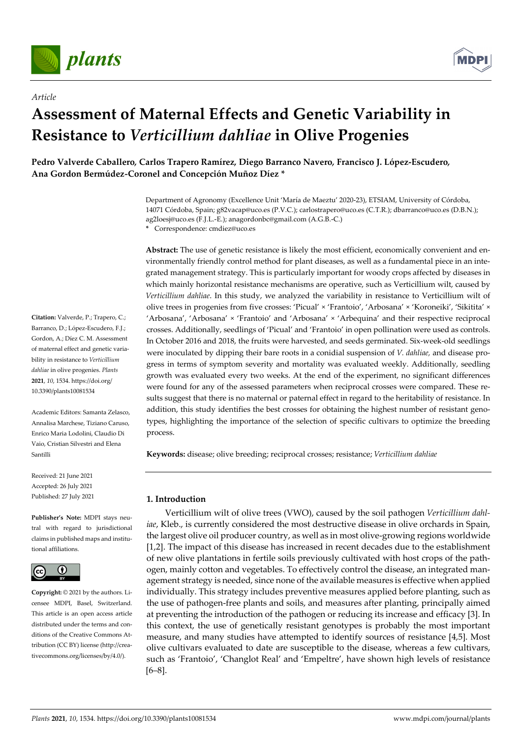*Article*

# Assessment of Maternal Effects and Genetic Variability in Resistance to *Verticillium dahliae* in Olive Progenies

**Pedro Valverde Caballero, Carlos Trapero Ramírez, Diego Barranco Navero, Francisco J. López-Escudero, Ana Gordon Bermúdez-Coronel and Concepción Muñoz Díez \***

Department of Agronomy (Excellence Unit 'María de Maeztu' 2020-23), ETSIAM, University of Córdoba, 14071 Córdoba, Spain; g82vacap@uco.es (P.V.C.); carlostrapero@uco.es (C.T.R.); dbarranco@uco.es (D.B.N.); ag2loesj@uco.es (F.J.L.-E.); anagordonbc@gmail.com (A.G.B.-C.)

\* Correspondence: cmdiez@uco.es

**Abstract:** The use of genetic resistance is likely the most efficient, economically convenient and environmentally friendly control method for plant diseases, as well as a fundamental piece in an integrated management strategy. This is particularly important for woody crops affected by diseases in which mainly horizontal resistance mechanisms are operative, such as Verticillium wilt, caused by *Verticillium dahliae*. In this study, we analyzed the variability in resistance to Verticillium wilt of olive trees in progenies from five crosses: 'Picual' × 'Frantoio', 'Arbosana' × 'Koroneiki', 'Sikitita' × 'Arbosana', 'Arbosana' × 'Frantoio' and 'Arbosana' × 'Arbequina' and their respective reciprocal crosses. Additionally, seedlings of 'Picual' and 'Frantoio' in open pollination were used as controls. In October 2016 and 2018, the fruits were harvested, and seeds germinated. Six-week-old seedlings were inoculated by dipping their bare roots in a conidial suspension of *V. dahliae,* and disease progress in terms of symptom severity and mortality was evaluated weekly. Additionally, seedling growth was evaluated every two weeks. At the end of the experiment, no significant differences were found for any of the assessed parameters when reciprocal crosses were compared. These results suggest that there is no maternal or paternal effect in regard to the heritability of resistance. In addition, this study identifies the best crosses for obtaining the highest number of resistant genotypes, highlighting the importance of the selection of specific cultivars to optimize the breeding process.

**Keywords:** disease; olive breeding; reciprocal crosses; resistance; *Verticillium dahliae*

**Citation:** Valverde, P.; Trapero, C.; Barranco, D.; López-Escudero, F.J.; Gordon, A.; Díez C. M. Assessment of maternal effect and genetic variability in resistance to *Verticillium dahliae* in olive progenies. *Plants* **2021**, *10*, 1534. https://doi.org/10.3390/plants10081534

Academic Editors: Samanta Zelasco, Annalisa Marchese, Tiziano Caruso, Enrico Maria Lodolini, Claudio Di Vaio, Cristian Silvestri and Elena Santilli

Received: 21 June 2021
Accepted: 26 July 2021
Published: 27 July 2021

**Publisher's Note:** MDPI stays neutral with regard to jurisdictional claims in published maps and institutional affiliations.

**Copyright:** © 2021 by the authors. Licensee MDPI, Basel, Switzerland. This article is an open access article distributed under the terms and conditions of the Creative Commons Attribution (CC BY) license (http://creativecommons.org/licenses/by/4.0/).

## 1. Introduction

Verticillium wilt of olive trees (VWO), caused by the soil pathogen *Verticillium dahliae*, Kleb., is currently considered the most destructive disease in olive orchards in Spain, the largest olive oil producer country, as well as in most olive-growing regions worldwide [1,2]. The impact of this disease has increased in recent decades due to the establishment of new olive plantations in fertile soils previously cultivated with host crops of the pathogen, mainly cotton and vegetables. To effectively control the disease, an integrated management strategy is needed, since none of the available measures is effective when applied individually. This strategy includes preventive measures applied before planting, such as the use of pathogen-free plants and soils, and measures after planting, principally aimed at preventing the introduction of the pathogen or reducing its increase and efficacy [3]. In this context, the use of genetically resistant genotypes is probably the most important measure, and many studies have attempted to identify sources of resistance [4,5]. Most olive cultivars evaluated to date are susceptible to the disease, whereas a few cultivars, such as 'Frantoio', 'Changlot Real' and 'Empeltre', have shown high levels of resistance [6–8].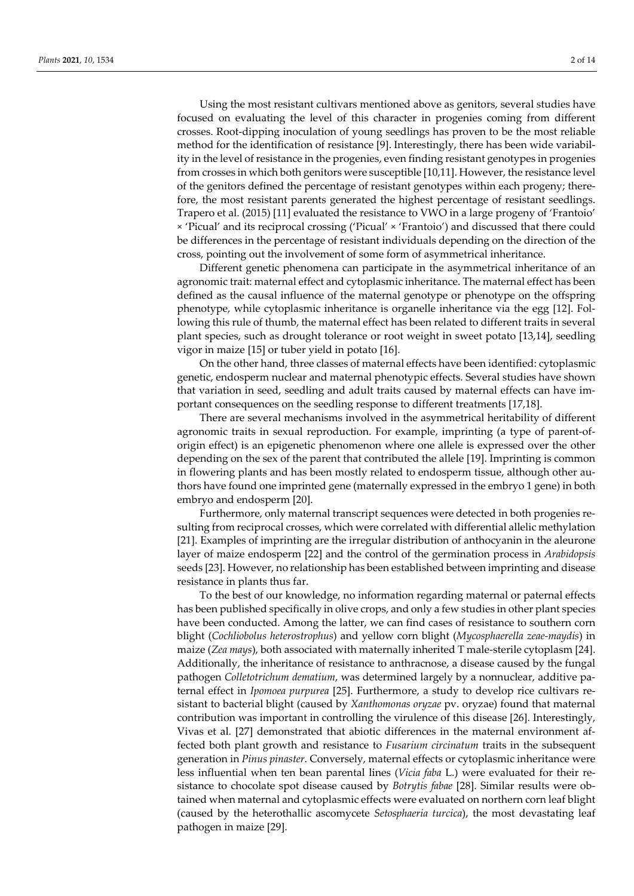Using the most resistant cultivars mentioned above as genitors, several studies have focused on evaluating the level of this character in progenies coming from different crosses. Root-dipping inoculation of young seedlings has proven to be the most reliable method for the identification of resistance [9]. Interestingly, there has been wide variability in the level of resistance in the progenies, even finding resistant genotypes in progenies from crosses in which both genitors were susceptible [10,11]. However, the resistance level of the genitors defined the percentage of resistant genotypes within each progeny; therefore, the most resistant parents generated the highest percentage of resistant seedlings. Trapero et al. (2015) [11] evaluated the resistance to VWO in a large progeny of 'Frantoio' × 'Picual' and its reciprocal crossing ('Picual' × 'Frantoio') and discussed that there could be differences in the percentage of resistant individuals depending on the direction of the cross, pointing out the involvement of some form of asymmetrical inheritance.

Different genetic phenomena can participate in the asymmetrical inheritance of an agronomic trait: maternal effect and cytoplasmic inheritance. The maternal effect has been defined as the causal influence of the maternal genotype or phenotype on the offspring phenotype, while cytoplasmic inheritance is organelle inheritance via the egg [12]. Following this rule of thumb, the maternal effect has been related to different traits in several plant species, such as drought tolerance or root weight in sweet potato [13,14], seedling vigor in maize [15] or tuber yield in potato [16].

On the other hand, three classes of maternal effects have been identified: cytoplasmic genetic, endosperm nuclear and maternal phenotypic effects. Several studies have shown that variation in seed, seedling and adult traits caused by maternal effects can have important consequences on the seedling response to different treatments [17,18].

There are several mechanisms involved in the asymmetrical heritability of different agronomic traits in sexual reproduction. For example, imprinting (a type of parent-of-origin effect) is an epigenetic phenomenon where one allele is expressed over the other depending on the sex of the parent that contributed the allele [19]. Imprinting is common in flowering plants and has been mostly related to endosperm tissue, although other authors have found one imprinted gene (maternally expressed in the embryo 1 gene) in both embryo and endosperm [20].

Furthermore, only maternal transcript sequences were detected in both progenies resulting from reciprocal crosses, which were correlated with differential allelic methylation [21]. Examples of imprinting are the irregular distribution of anthocyanin in the aleurone layer of maize endosperm [22] and the control of the germination process in *Arabidopsis* seeds [23]. However, no relationship has been established between imprinting and disease resistance in plants thus far.

To the best of our knowledge, no information regarding maternal or paternal effects has been published specifically in olive crops, and only a few studies in other plant species have been conducted. Among the latter, we can find cases of resistance to southern corn blight (*Cochliobolus heterostrophus*) and yellow corn blight (*Mycosphaerella zeae-maydis*) in maize (*Zea mays*), both associated with maternally inherited T male-sterile cytoplasm [24]. Additionally, the inheritance of resistance to anthracnose, a disease caused by the fungal pathogen *Colletotrichum dematium*, was determined largely by a nonnuclear, additive paternal effect in *Ipomoea purpurea* [25]. Furthermore, a study to develop rice cultivars resistant to bacterial blight (caused by *Xanthomonas oryzae* pv. oryzae) found that maternal contribution was important in controlling the virulence of this disease [26]. Interestingly, Vivas et al. [27] demonstrated that abiotic differences in the maternal environment affected both plant growth and resistance to *Fusarium circinatum* traits in the subsequent generation in *Pinus pinaster*. Conversely, maternal effects or cytoplasmic inheritance were less influential when ten bean parental lines (*Vicia faba* L.) were evaluated for their resistance to chocolate spot disease caused by *Botrytis fabae* [28]. Similar results were obtained when maternal and cytoplasmic effects were evaluated on northern corn leaf blight (caused by the heterothallic ascomycete *Setosphaeria turcica*), the most devastating leaf pathogen in maize [29].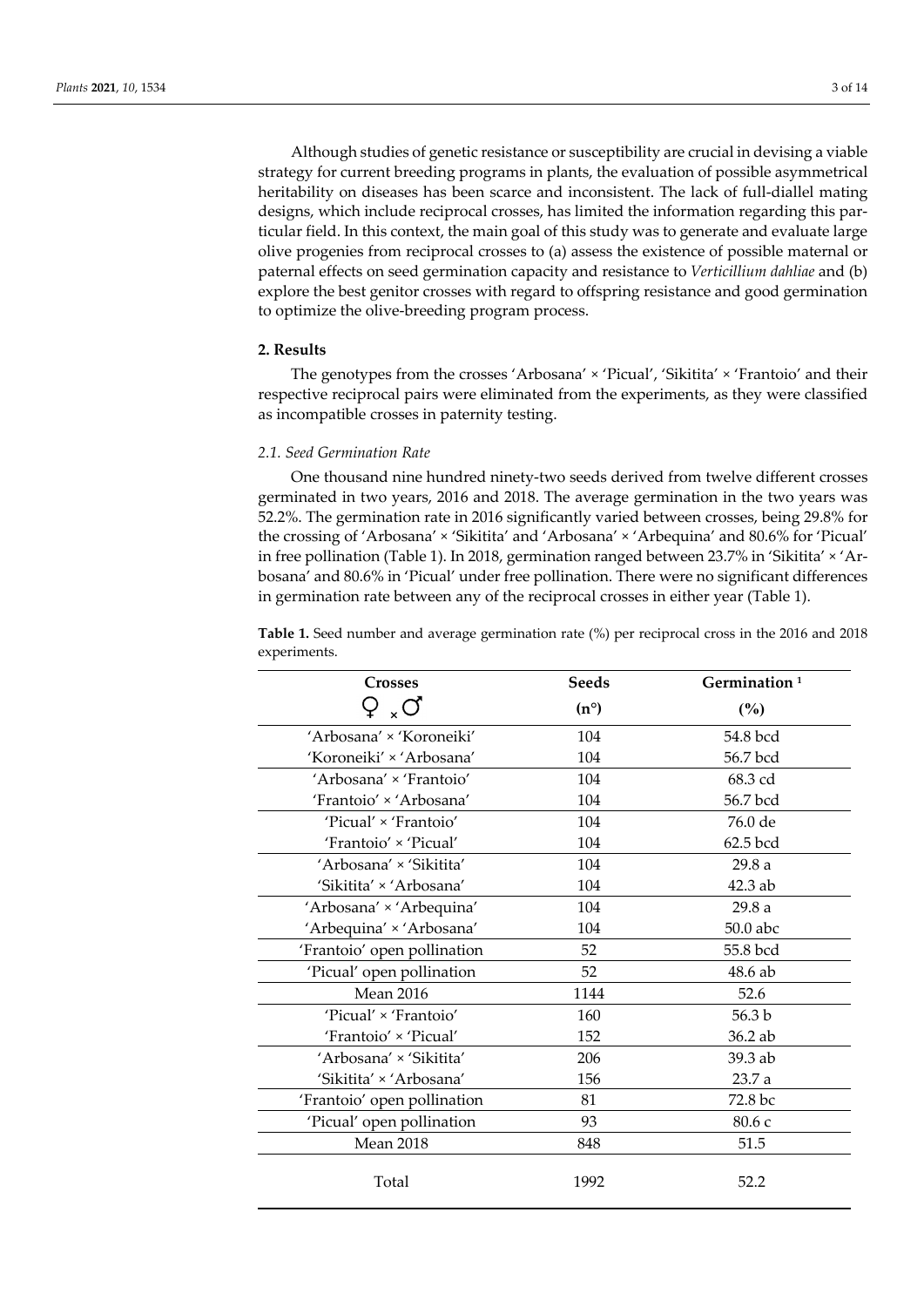Although studies of genetic resistance or susceptibility are crucial in devising a viable strategy for current breeding programs in plants, the evaluation of possible asymmetrical heritability on diseases has been scarce and inconsistent. The lack of full-diallel mating designs, which include reciprocal crosses, has limited the information regarding this particular field. In this context, the main goal of this study was to generate and evaluate large olive progenies from reciprocal crosses to (a) assess the existence of possible maternal or paternal effects on seed germination capacity and resistance to *Verticillium dahliae* and (b) explore the best genitor crosses with regard to offspring resistance and good germination to optimize the olive-breeding program process.

## 2. Results

The genotypes from the crosses 'Arbosana' × 'Picual', 'Sikitita' × 'Frantoio' and their respective reciprocal pairs were eliminated from the experiments, as they were classified as incompatible crosses in paternity testing.

### 2.1. Seed Germination Rate

One thousand nine hundred ninety-two seeds derived from twelve different crosses germinated in two years, 2016 and 2018. The average germination in the two years was 52.2%. The germination rate in 2016 significantly varied between crosses, being 29.8% for the crossing of 'Arbosana' × 'Sikitita' and 'Arbosana' × 'Arbequina' and 80.6% for 'Picual' in free pollination (Table 1). In 2018, germination ranged between 23.7% in 'Sikitita' × 'Arbosana' and 80.6% in 'Picual' under free pollination. There were no significant differences in germination rate between any of the reciprocal crosses in either year (Table 1).

**Table 1.** Seed number and average germination rate (%) per reciprocal cross in the 2016 and 2018 experiments.

| Crosses ♀ × ♂ | Seeds (n°) | Germination [1] (%) |
|---|---|---|
| 'Arbosana' × 'Koroneiki' | 104 | 54.8 bcd |
| 'Koroneiki' × 'Arbosana' | 104 | 56.7 bcd |
| 'Arbosana' × 'Frantoio' | 104 | 68.3 cd |
| 'Frantoio' × 'Arbosana' | 104 | 56.7 bcd |
| 'Picual' × 'Frantoio' | 104 | 76.0 de |
| 'Frantoio' × 'Picual' | 104 | 62.5 bcd |
| 'Arbosana' × 'Sikitita' | 104 | 29.8 a |
| 'Sikitita' × 'Arbosana' | 104 | 42.3 ab |
| 'Arbosana' × 'Arbequina' | 104 | 29.8 a |
| 'Arbequina' × 'Arbosana' | 104 | 50.0 abc |
| 'Frantoio' open pollination | 52 | 55.8 bcd |
| 'Picual' open pollination | 52 | 48.6 ab |
| Mean 2016 | 1144 | 52.6 |
| 'Picual' × 'Frantoio' | 160 | 56.3 b |
| 'Frantoio' × 'Picual' | 152 | 36.2 ab |
| 'Arbosana' × 'Sikitita' | 206 | 39.3 ab |
| 'Sikitita' × 'Arbosana' | 156 | 23.7 a |
| 'Frantoio' open pollination | 81 | 72.8 bc |
| 'Picual' open pollination | 93 | 80.6 c |
| Mean 2018 | 848 | 51.5 |
| Total | 1992 | 52.2 |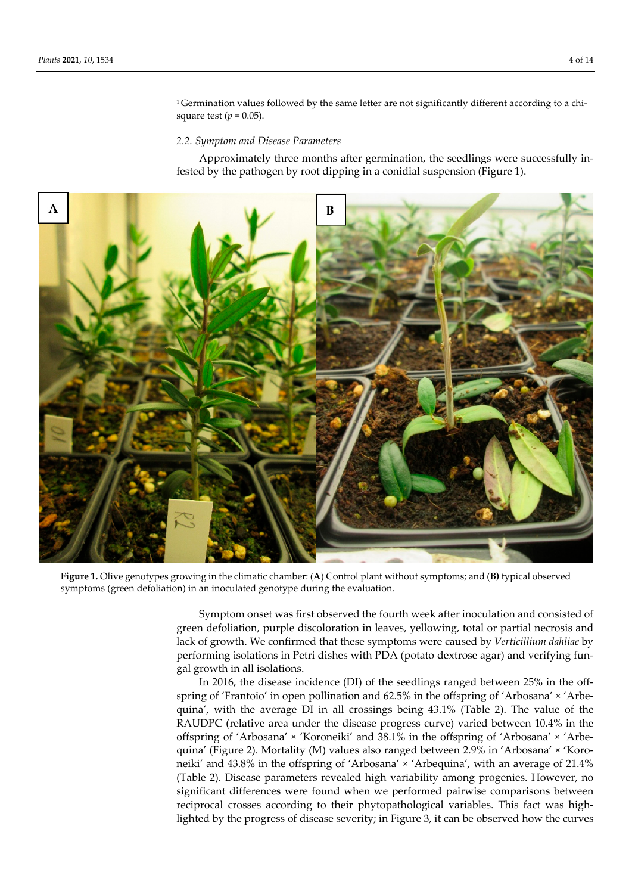[1] Germination values followed by the same letter are not significantly different according to a chi-square test ($p = 0.05$).

### 2.2. Symptom and Disease Parameters

Approximately three months after germination, the seedlings were successfully infested by the pathogen by root dipping in a conidial suspension (Figure 1).

**Figure 1.** Olive genotypes growing in the climatic chamber: (**A**) Control plant without symptoms; and (**B**) typical observed symptoms (green defoliation) in an inoculated genotype during the evaluation.

Symptom onset was first observed the fourth week after inoculation and consisted of green defoliation, purple discoloration in leaves, yellowing, total or partial necrosis and lack of growth. We confirmed that these symptoms were caused by *Verticillium dahliae* by performing isolations in Petri dishes with PDA (potato dextrose agar) and verifying fungal growth in all isolations.

In 2016, the disease incidence (DI) of the seedlings ranged between 25% in the offspring of 'Frantoio' in open pollination and 62.5% in the offspring of 'Arbosana' × 'Arbequina', with the average DI in all crossings being 43.1% (Table 2). The value of the RAUDPC (relative area under the disease progress curve) varied between 10.4% in the offspring of 'Arbosana' × 'Koroneiki' and 38.1% in the offspring of 'Arbosana' × 'Arbequina' (Figure 2). Mortality (M) values also ranged between 2.9% in 'Arbosana' × 'Koroneiki' and 43.8% in the offspring of 'Arbosana' × 'Arbequina', with an average of 21.4% (Table 2). Disease parameters revealed high variability among progenies. However, no significant differences were found when we performed pairwise comparisons between reciprocal crosses according to their phytopathological variables. This fact was highlighted by the progress of disease severity; in Figure 3, it can be observed how the curves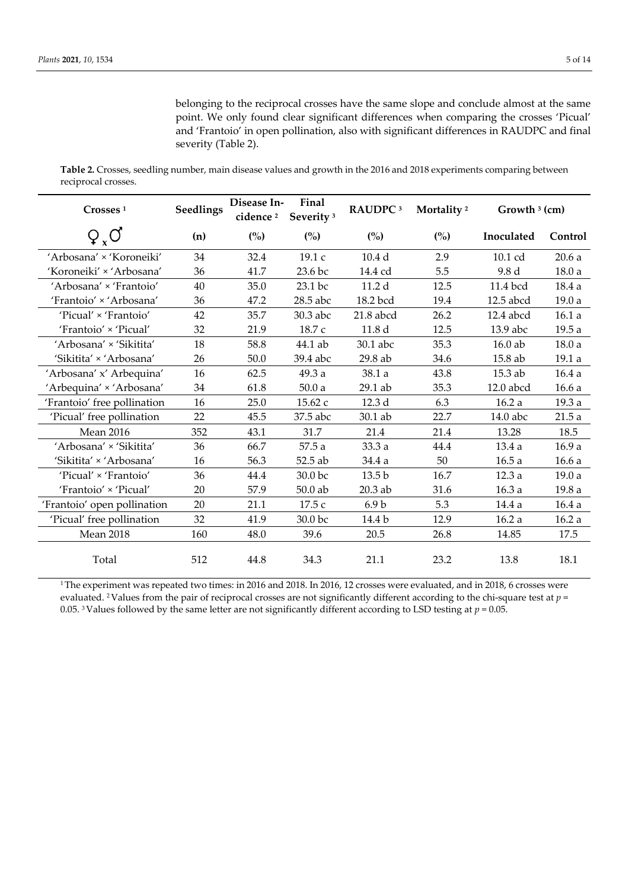belonging to the reciprocal crosses have the same slope and conclude almost at the same point. We only found clear significant differences when comparing the crosses 'Picual' and 'Frantoio' in open pollination, also with significant differences in RAUDPC and final severity (Table 2).

**Table 2.** Crosses, seedling number, main disease values and growth in the 2016 and 2018 experiments comparing between reciprocal crosses.

| Crosses [1] | Seedlings | Disease Incidence [2] | Final Severity [3] | RAUDPC [3] | Mortality [2] | Growth [3] (cm) | |
|---|---|---|---|---|---|---|---|
| ♀ x ♂ | (n) | (%) | (%) | (%) | (%) | Inoculated | Control |
| 'Arbosana' × 'Koroneiki' | 34 | 32.4 | 19.1 c | 10.4 d | 2.9 | 10.1 cd | 20.6 a |
| 'Koroneiki' × 'Arbosana' | 36 | 41.7 | 23.6 bc | 14.4 cd | 5.5 | 9.8 d | 18.0 a |
| 'Arbosana' × 'Frantoio' | 40 | 35.0 | 23.1 bc | 11.2 d | 12.5 | 11.4 bcd | 18.4 a |
| 'Frantoio' × 'Arbosana' | 36 | 47.2 | 28.5 abc | 18.2 bcd | 19.4 | 12.5 abcd | 19.0 a |
| 'Picual' × 'Frantoio' | 42 | 35.7 | 30.3 abc | 21.8 abcd | 26.2 | 12.4 abcd | 16.1 a |
| 'Frantoio' × 'Picual' | 32 | 21.9 | 18.7 c | 11.8 d | 12.5 | 13.9 abc | 19.5 a |
| 'Arbosana' × 'Sikitita' | 18 | 58.8 | 44.1 ab | 30.1 abc | 35.3 | 16.0 ab | 18.0 a |
| 'Sikitita' × 'Arbosana' | 26 | 50.0 | 39.4 abc | 29.8 ab | 34.6 | 15.8 ab | 19.1 a |
| 'Arbosana' x' Arbequina' | 16 | 62.5 | 49.3 a | 38.1 a | 43.8 | 15.3 ab | 16.4 a |
| 'Arbequina' × 'Arbosana' | 34 | 61.8 | 50.0 a | 29.1 ab | 35.3 | 12.0 abcd | 16.6 a |
| 'Frantoio' free pollination | 16 | 25.0 | 15.62 c | 12.3 d | 6.3 | 16.2 a | 19.3 a |
| 'Picual' free pollination | 22 | 45.5 | 37.5 abc | 30.1 ab | 22.7 | 14.0 abc | 21.5 a |
| Mean 2016 | 352 | 43.1 | 31.7 | 21.4 | 21.4 | 13.28 | 18.5 |
| 'Arbosana' × 'Sikitita' | 36 | 66.7 | 57.5 a | 33.3 a | 44.4 | 13.4 a | 16.9 a |
| 'Sikitita' × 'Arbosana' | 16 | 56.3 | 52.5 ab | 34.4 a | 50 | 16.5 a | 16.6 a |
| 'Picual' × 'Frantoio' | 36 | 44.4 | 30.0 bc | 13.5 b | 16.7 | 12.3 a | 19.0 a |
| 'Frantoio' × 'Picual' | 20 | 57.9 | 50.0 ab | 20.3 ab | 31.6 | 16.3 a | 19.8 a |
| 'Frantoio' open pollination | 20 | 21.1 | 17.5 c | 6.9 b | 5.3 | 14.4 a | 16.4 a |
| 'Picual' free pollination | 32 | 41.9 | 30.0 bc | 14.4 b | 12.9 | 16.2 a | 16.2 a |
| Mean 2018 | 160 | 48.0 | 39.6 | 20.5 | 26.8 | 14.85 | 17.5 |
| Total | 512 | 44.8 | 34.3 | 21.1 | 23.2 | 13.8 | 18.1 |

[1] The experiment was repeated two times: in 2016 and 2018. In 2016, 12 crosses were evaluated, and in 2018, 6 crosses were evaluated. [2] Values from the pair of reciprocal crosses are not significantly different according to the chi-square test at $p$ = 0.05. [3] Values followed by the same letter are not significantly different according to LSD testing at $p$ = 0.05.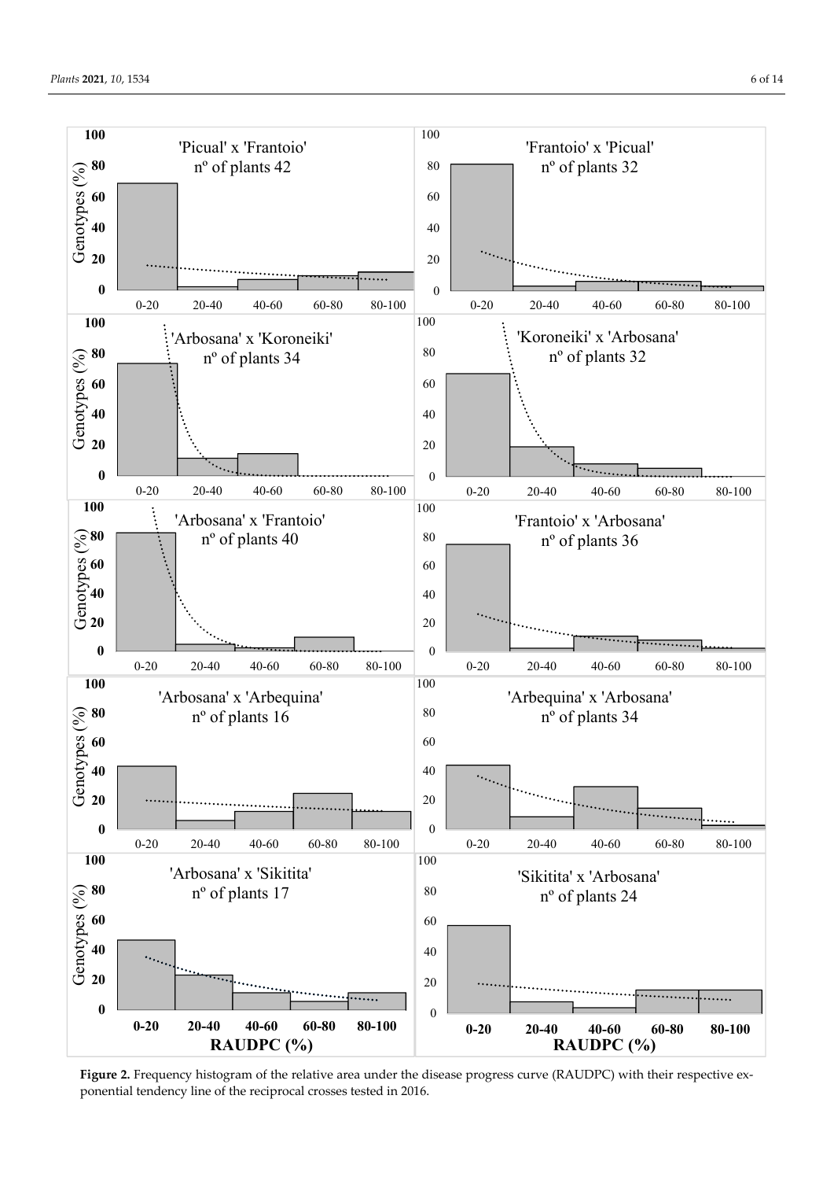**Figure 2.** Frequency histogram of the relative area under the disease progress curve (RAUDPC) with their respective exponential tendency line of the reciprocal crosses tested in 2016.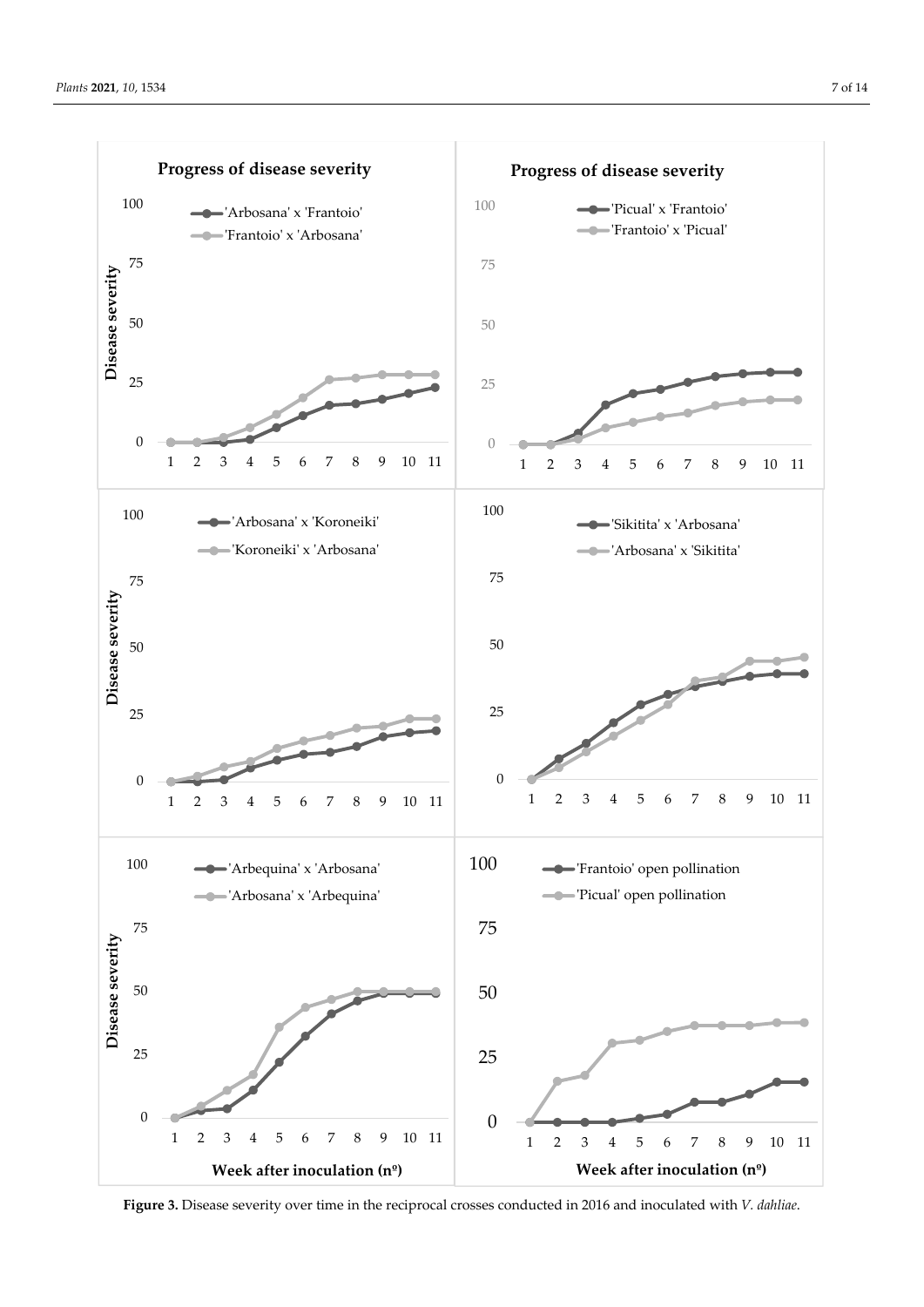Figure 3. Disease severity over time in the reciprocal crosses conducted in 2016 and inoculated with *V. dahliae*.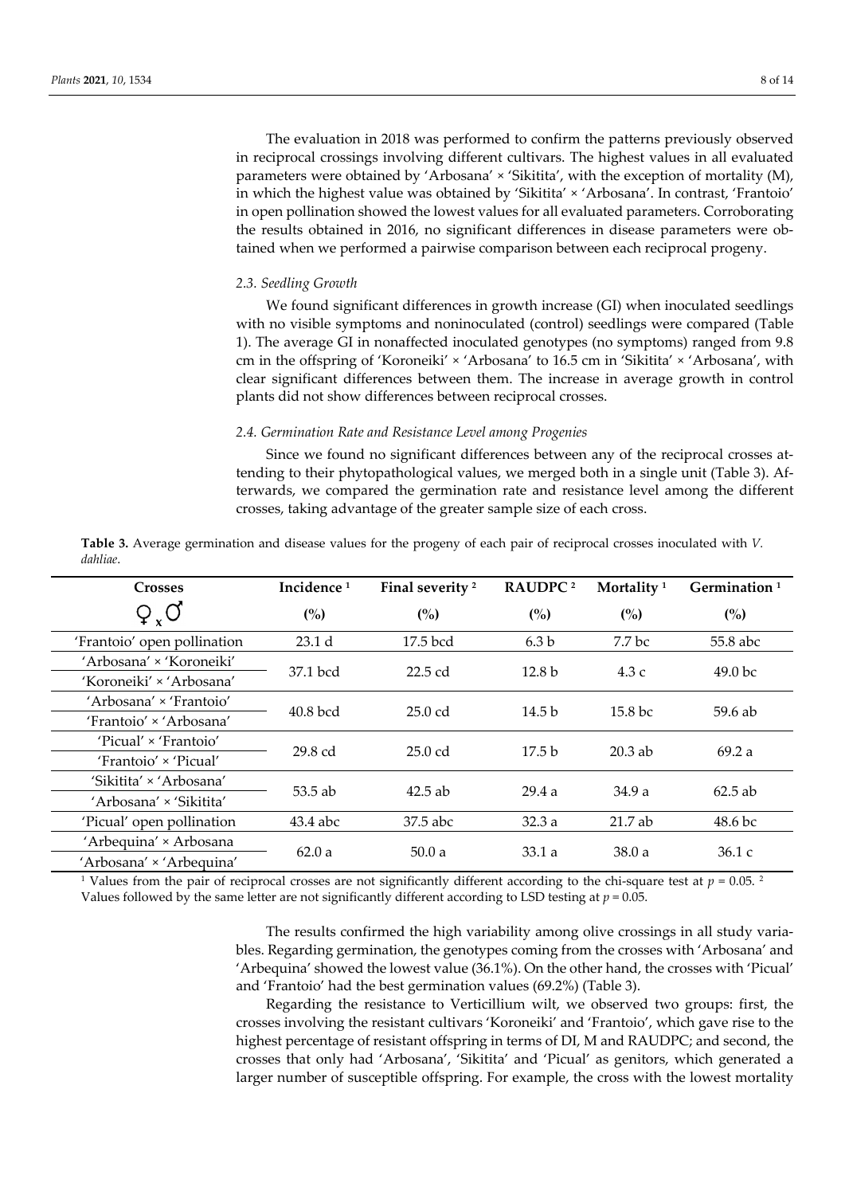The evaluation in 2018 was performed to confirm the patterns previously observed in reciprocal crossings involving different cultivars. The highest values in all evaluated parameters were obtained by 'Arbosana' × 'Sikitita', with the exception of mortality (M), in which the highest value was obtained by 'Sikitita' × 'Arbosana'. In contrast, 'Frantoio' in open pollination showed the lowest values for all evaluated parameters. Corroborating the results obtained in 2016, no significant differences in disease parameters were obtained when we performed a pairwise comparison between each reciprocal progeny.

### 2.3. Seedling Growth

We found significant differences in growth increase (GI) when inoculated seedlings with no visible symptoms and noninoculated (control) seedlings were compared (Table 1). The average GI in nonaffected inoculated genotypes (no symptoms) ranged from 9.8 cm in the offspring of 'Koroneiki' × 'Arbosana' to 16.5 cm in 'Sikitita' × 'Arbosana', with clear significant differences between them. The increase in average growth in control plants did not show differences between reciprocal crosses.

### 2.4. Germination Rate and Resistance Level among Progenies

Since we found no significant differences between any of the reciprocal crosses attending to their phytopathological values, we merged both in a single unit (Table 3). Afterwards, we compared the germination rate and resistance level among the different crosses, taking advantage of the greater sample size of each cross.

**Table 3.** Average germination and disease values for the progeny of each pair of reciprocal crosses inoculated with *V. dahliae*.

| Crosses ♀ x ♂ | Incidence [1] (%) | Final severity [2] (%) | RAUDPC [2] (%) | Mortality [1] (%) | Germination [1] (%) |
|---|---|---|---|---|---|
| 'Frantoio' open pollination | 23.1 d | 17.5 bcd | 6.3 b | 7.7 bc | 55.8 abc |
| 'Arbosana' × 'Koroneiki' / 'Koroneiki' × 'Arbosana' | 37.1 bcd | 22.5 cd | 12.8 b | 4.3 c | 49.0 bc |
| 'Arbosana' × 'Frantoio' / 'Frantoio' × 'Arbosana' | 40.8 bcd | 25.0 cd | 14.5 b | 15.8 bc | 59.6 ab |
| 'Picual' × 'Frantoio' / 'Frantoio' × 'Picual' | 29.8 cd | 25.0 cd | 17.5 b | 20.3 ab | 69.2 a |
| 'Sikitita' × 'Arbosana' / 'Arbosana' × 'Sikitita' | 53.5 ab | 42.5 ab | 29.4 a | 34.9 a | 62.5 ab |
| 'Picual' open pollination | 43.4 abc | 37.5 abc | 32.3 a | 21.7 ab | 48.6 bc |
| 'Arbequina' × Arbosana / 'Arbosana' × 'Arbequina' | 62.0 a | 50.0 a | 33.1 a | 38.0 a | 36.1 c |

[1] Values from the pair of reciprocal crosses are not significantly different according to the chi-square test at $p = 0.05$. [2] Values followed by the same letter are not significantly different according to LSD testing at $p = 0.05$.

The results confirmed the high variability among olive crossings in all study variables. Regarding germination, the genotypes coming from the crosses with 'Arbosana' and 'Arbequina' showed the lowest value (36.1%). On the other hand, the crosses with 'Picual' and 'Frantoio' had the best germination values (69.2%) (Table 3).

Regarding the resistance to Verticillium wilt, we observed two groups: first, the crosses involving the resistant cultivars 'Koroneiki' and 'Frantoio', which gave rise to the highest percentage of resistant offspring in terms of DI, M and RAUDPC; and second, the crosses that only had 'Arbosana', 'Sikitita' and 'Picual' as genitors, which generated a larger number of susceptible offspring. For example, the cross with the lowest mortality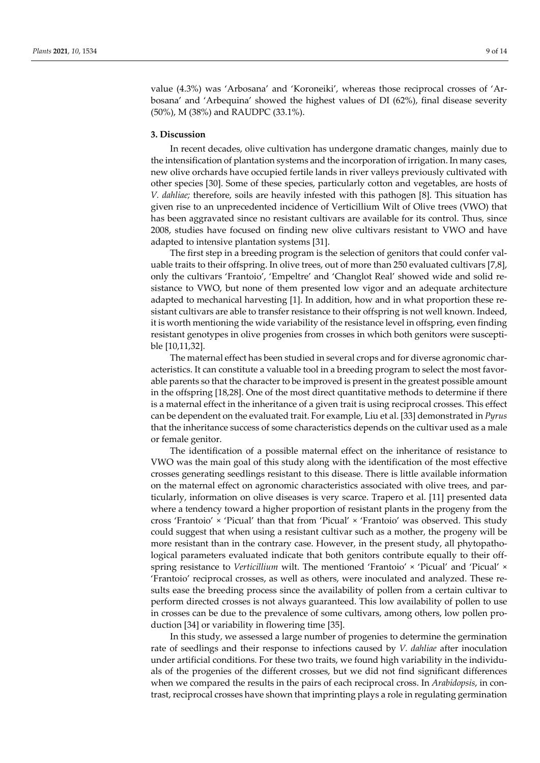value (4.3%) was 'Arbosana' and 'Koroneiki', whereas those reciprocal crosses of 'Arbosana' and 'Arbequina' showed the highest values of DI (62%), final disease severity (50%), M (38%) and RAUDPC (33.1%).

## 3. Discussion

In recent decades, olive cultivation has undergone dramatic changes, mainly due to the intensification of plantation systems and the incorporation of irrigation. In many cases, new olive orchards have occupied fertile lands in river valleys previously cultivated with other species [30]. Some of these species, particularly cotton and vegetables, are hosts of *V. dahliae;* therefore, soils are heavily infested with this pathogen [8]. This situation has given rise to an unprecedented incidence of Verticillium Wilt of Olive trees (VWO) that has been aggravated since no resistant cultivars are available for its control. Thus, since 2008, studies have focused on finding new olive cultivars resistant to VWO and have adapted to intensive plantation systems [31].

The first step in a breeding program is the selection of genitors that could confer valuable traits to their offspring. In olive trees, out of more than 250 evaluated cultivars [7,8], only the cultivars 'Frantoio', 'Empeltre' and 'Changlot Real' showed wide and solid resistance to VWO, but none of them presented low vigor and an adequate architecture adapted to mechanical harvesting [1]. In addition, how and in what proportion these resistant cultivars are able to transfer resistance to their offspring is not well known. Indeed, it is worth mentioning the wide variability of the resistance level in offspring, even finding resistant genotypes in olive progenies from crosses in which both genitors were susceptible [10,11,32].

The maternal effect has been studied in several crops and for diverse agronomic characteristics. It can constitute a valuable tool in a breeding program to select the most favorable parents so that the character to be improved is present in the greatest possible amount in the offspring [18,28]. One of the most direct quantitative methods to determine if there is a maternal effect in the inheritance of a given trait is using reciprocal crosses. This effect can be dependent on the evaluated trait. For example, Liu et al. [33] demonstrated in *Pyrus* that the inheritance success of some characteristics depends on the cultivar used as a male or female genitor.

The identification of a possible maternal effect on the inheritance of resistance to VWO was the main goal of this study along with the identification of the most effective crosses generating seedlings resistant to this disease. There is little available information on the maternal effect on agronomic characteristics associated with olive trees, and particularly, information on olive diseases is very scarce. Trapero et al. [11] presented data where a tendency toward a higher proportion of resistant plants in the progeny from the cross 'Frantoio' × 'Picual' than that from 'Picual' × 'Frantoio' was observed. This study could suggest that when using a resistant cultivar such as a mother, the progeny will be more resistant than in the contrary case. However, in the present study, all phytopathological parameters evaluated indicate that both genitors contribute equally to their offspring resistance to *Verticillium* wilt. The mentioned 'Frantoio' × 'Picual' and 'Picual' × 'Frantoio' reciprocal crosses, as well as others, were inoculated and analyzed. These results ease the breeding process since the availability of pollen from a certain cultivar to perform directed crosses is not always guaranteed. This low availability of pollen to use in crosses can be due to the prevalence of some cultivars, among others, low pollen production [34] or variability in flowering time [35].

In this study, we assessed a large number of progenies to determine the germination rate of seedlings and their response to infections caused by *V. dahliae* after inoculation under artificial conditions. For these two traits, we found high variability in the individuals of the progenies of the different crosses, but we did not find significant differences when we compared the results in the pairs of each reciprocal cross. In *Arabidopsis*, in contrast, reciprocal crosses have shown that imprinting plays a role in regulating germination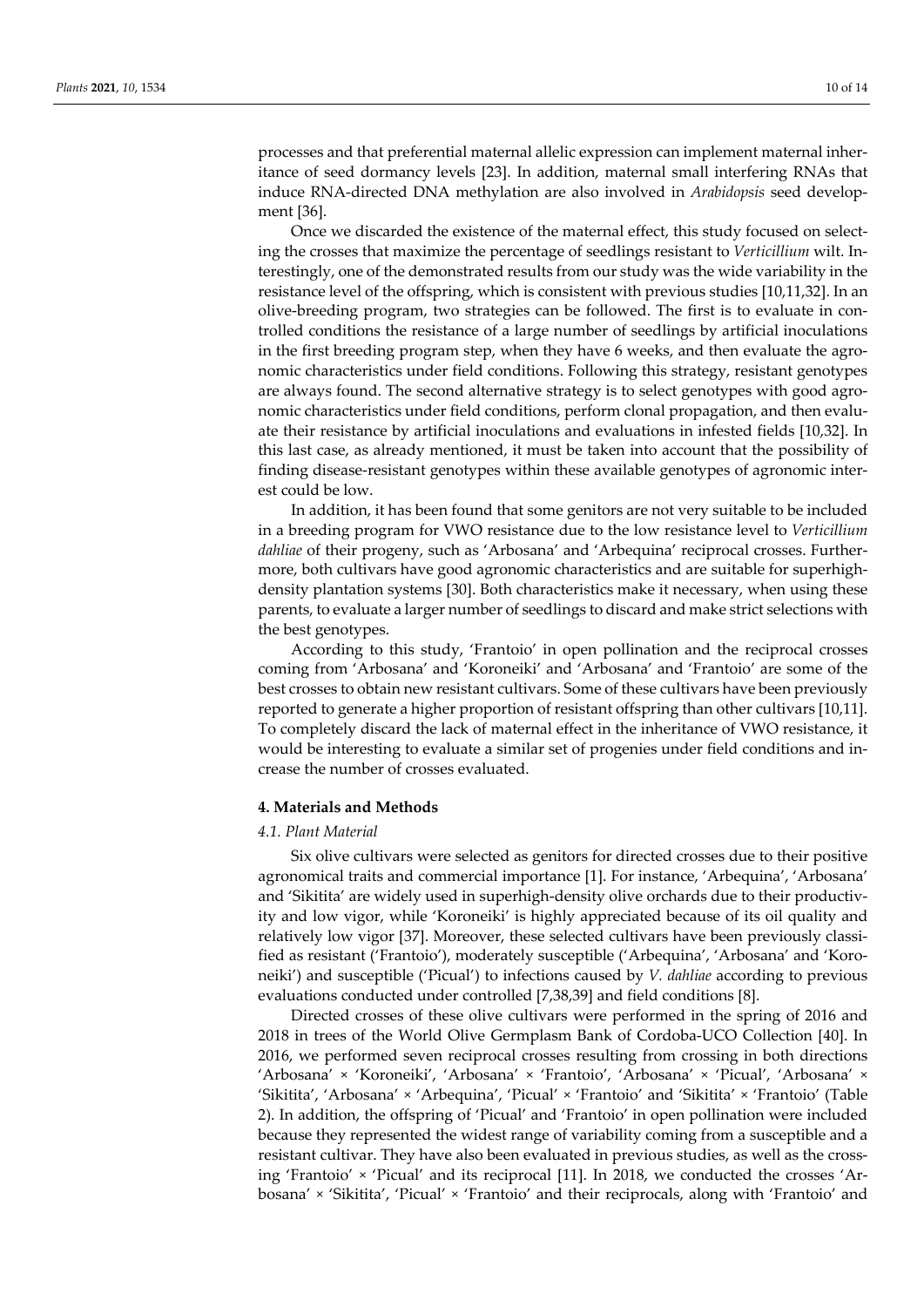processes and that preferential maternal allelic expression can implement maternal inheritance of seed dormancy levels [23]. In addition, maternal small interfering RNAs that induce RNA-directed DNA methylation are also involved in *Arabidopsis* seed development [36].

Once we discarded the existence of the maternal effect, this study focused on selecting the crosses that maximize the percentage of seedlings resistant to *Verticillium* wilt. Interestingly, one of the demonstrated results from our study was the wide variability in the resistance level of the offspring, which is consistent with previous studies [10,11,32]. In an olive-breeding program, two strategies can be followed. The first is to evaluate in controlled conditions the resistance of a large number of seedlings by artificial inoculations in the first breeding program step, when they have 6 weeks, and then evaluate the agronomic characteristics under field conditions. Following this strategy, resistant genotypes are always found. The second alternative strategy is to select genotypes with good agronomic characteristics under field conditions, perform clonal propagation, and then evaluate their resistance by artificial inoculations and evaluations in infested fields [10,32]. In this last case, as already mentioned, it must be taken into account that the possibility of finding disease-resistant genotypes within these available genotypes of agronomic interest could be low.

In addition, it has been found that some genitors are not very suitable to be included in a breeding program for VWO resistance due to the low resistance level to *Verticillium dahliae* of their progeny, such as 'Arbosana' and 'Arbequina' reciprocal crosses. Furthermore, both cultivars have good agronomic characteristics and are suitable for superhigh-density plantation systems [30]. Both characteristics make it necessary, when using these parents, to evaluate a larger number of seedlings to discard and make strict selections with the best genotypes.

According to this study, 'Frantoio' in open pollination and the reciprocal crosses coming from 'Arbosana' and 'Koroneiki' and 'Arbosana' and 'Frantoio' are some of the best crosses to obtain new resistant cultivars. Some of these cultivars have been previously reported to generate a higher proportion of resistant offspring than other cultivars [10,11]. To completely discard the lack of maternal effect in the inheritance of VWO resistance, it would be interesting to evaluate a similar set of progenies under field conditions and increase the number of crosses evaluated.

## 4. Materials and Methods

### 4.1. Plant Material

Six olive cultivars were selected as genitors for directed crosses due to their positive agronomical traits and commercial importance [1]. For instance, 'Arbequina', 'Arbosana' and 'Sikitita' are widely used in superhigh-density olive orchards due to their productivity and low vigor, while 'Koroneiki' is highly appreciated because of its oil quality and relatively low vigor [37]. Moreover, these selected cultivars have been previously classified as resistant ('Frantoio'), moderately susceptible ('Arbequina', 'Arbosana' and 'Koroneiki') and susceptible ('Picual') to infections caused by *V. dahliae* according to previous evaluations conducted under controlled [7,38,39] and field conditions [8].

Directed crosses of these olive cultivars were performed in the spring of 2016 and 2018 in trees of the World Olive Germplasm Bank of Cordoba-UCO Collection [40]. In 2016, we performed seven reciprocal crosses resulting from crossing in both directions 'Arbosana' × 'Koroneiki', 'Arbosana' × 'Frantoio', 'Arbosana' × 'Picual', 'Arbosana' × 'Sikitita', 'Arbosana' × 'Arbequina', 'Picual' × 'Frantoio' and 'Sikitita' × 'Frantoio' (Table 2). In addition, the offspring of 'Picual' and 'Frantoio' in open pollination were included because they represented the widest range of variability coming from a susceptible and a resistant cultivar. They have also been evaluated in previous studies, as well as the crossing 'Frantoio' × 'Picual' and its reciprocal [11]. In 2018, we conducted the crosses 'Arbosana' × 'Sikitita', 'Picual' × 'Frantoio' and their reciprocals, along with 'Frantoio' and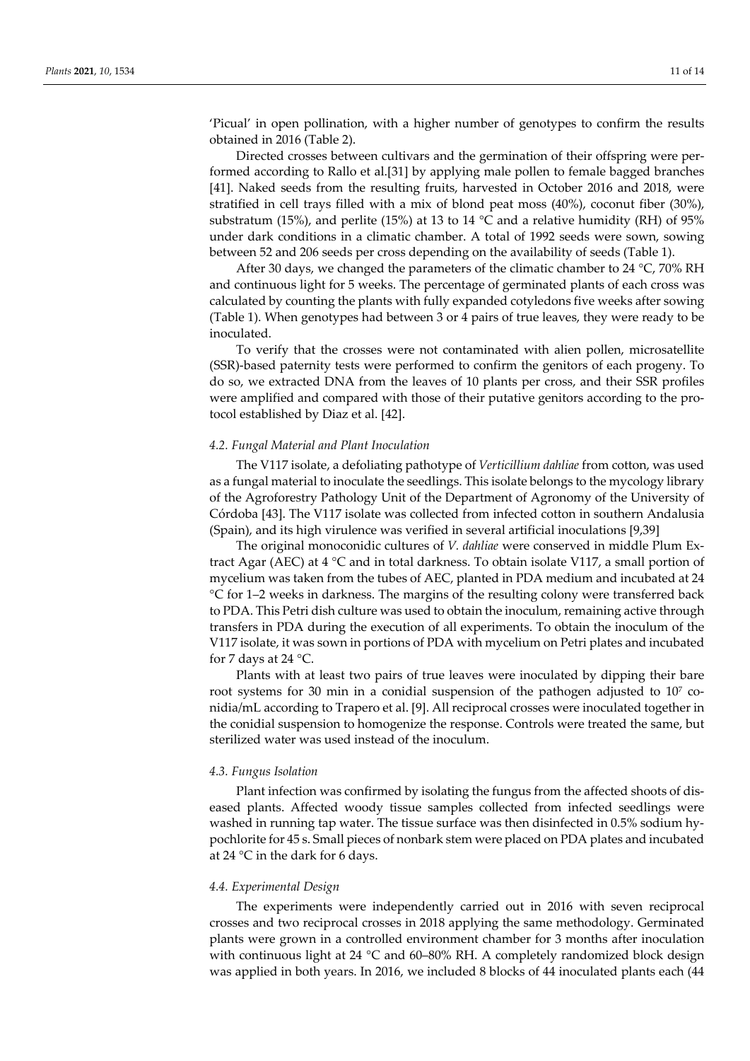'Picual' in open pollination, with a higher number of genotypes to confirm the results obtained in 2016 (Table 2).

Directed crosses between cultivars and the germination of their offspring were performed according to Rallo et al.[31] by applying male pollen to female bagged branches [41]. Naked seeds from the resulting fruits, harvested in October 2016 and 2018, were stratified in cell trays filled with a mix of blond peat moss (40%), coconut fiber (30%), substratum (15%), and perlite (15%) at 13 to 14 °C and a relative humidity (RH) of 95% under dark conditions in a climatic chamber. A total of 1992 seeds were sown, sowing between 52 and 206 seeds per cross depending on the availability of seeds (Table 1).

After 30 days, we changed the parameters of the climatic chamber to 24 °C, 70% RH and continuous light for 5 weeks. The percentage of germinated plants of each cross was calculated by counting the plants with fully expanded cotyledons five weeks after sowing (Table 1). When genotypes had between 3 or 4 pairs of true leaves, they were ready to be inoculated.

To verify that the crosses were not contaminated with alien pollen, microsatellite (SSR)-based paternity tests were performed to confirm the genitors of each progeny. To do so, we extracted DNA from the leaves of 10 plants per cross, and their SSR profiles were amplified and compared with those of their putative genitors according to the protocol established by Diaz et al. [42].

### 4.2. Fungal Material and Plant Inoculation

The V117 isolate, a defoliating pathotype of *Verticillium dahliae* from cotton, was used as a fungal material to inoculate the seedlings. This isolate belongs to the mycology library of the Agroforestry Pathology Unit of the Department of Agronomy of the University of Córdoba [43]. The V117 isolate was collected from infected cotton in southern Andalusia (Spain), and its high virulence was verified in several artificial inoculations [9,39]

The original monoconidic cultures of *V. dahliae* were conserved in middle Plum Extract Agar (AEC) at 4 °C and in total darkness. To obtain isolate V117, a small portion of mycelium was taken from the tubes of AEC, planted in PDA medium and incubated at 24 °C for 1–2 weeks in darkness. The margins of the resulting colony were transferred back to PDA. This Petri dish culture was used to obtain the inoculum, remaining active through transfers in PDA during the execution of all experiments. To obtain the inoculum of the V117 isolate, it was sown in portions of PDA with mycelium on Petri plates and incubated for 7 days at 24 °C.

Plants with at least two pairs of true leaves were inoculated by dipping their bare root systems for 30 min in a conidial suspension of the pathogen adjusted to $10^7$ conidia/mL according to Trapero et al. [9]. All reciprocal crosses were inoculated together in the conidial suspension to homogenize the response. Controls were treated the same, but sterilized water was used instead of the inoculum.

### 4.3. Fungus Isolation

Plant infection was confirmed by isolating the fungus from the affected shoots of diseased plants. Affected woody tissue samples collected from infected seedlings were washed in running tap water. The tissue surface was then disinfected in 0.5% sodium hypochlorite for 45 s. Small pieces of nonbark stem were placed on PDA plates and incubated at 24 °C in the dark for 6 days.

### 4.4. Experimental Design

The experiments were independently carried out in 2016 with seven reciprocal crosses and two reciprocal crosses in 2018 applying the same methodology. Germinated plants were grown in a controlled environment chamber for 3 months after inoculation with continuous light at 24 °C and 60–80% RH. A completely randomized block design was applied in both years. In 2016, we included 8 blocks of 44 inoculated plants each (44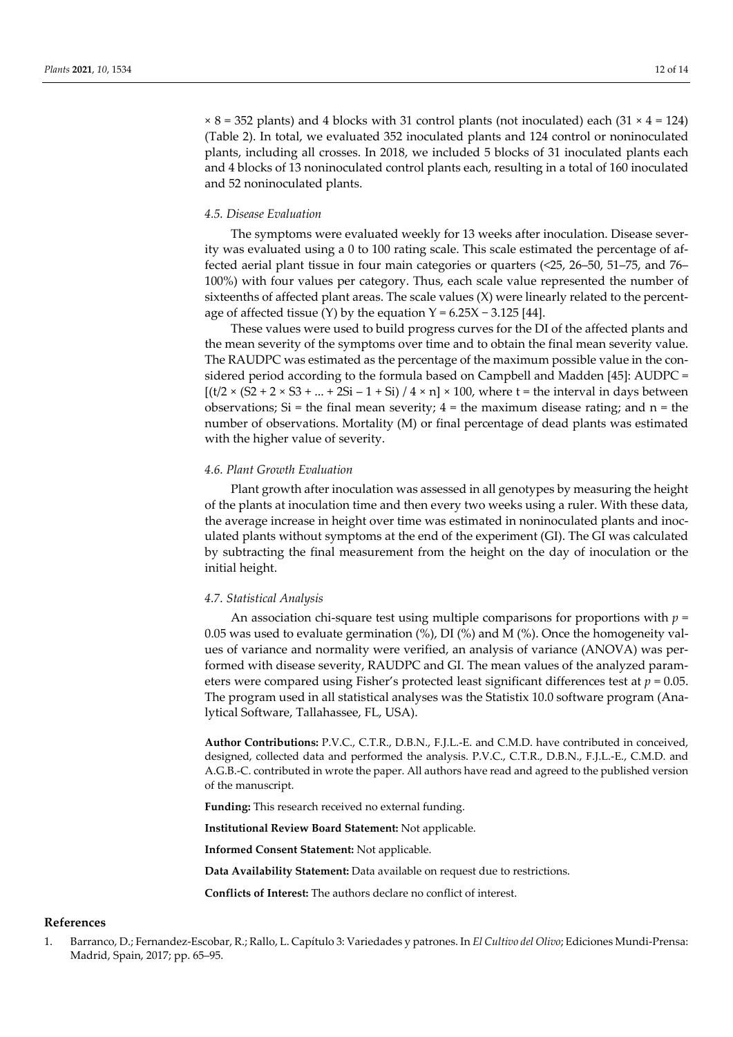$\times$ 8 = 352 plants) and 4 blocks with 31 control plants (not inoculated) each (31 $\times$ 4 = 124) (Table 2). In total, we evaluated 352 inoculated plants and 124 control or noninoculated plants, including all crosses. In 2018, we included 5 blocks of 31 inoculated plants each and 4 blocks of 13 noninoculated control plants each, resulting in a total of 160 inoculated and 52 noninoculated plants.

### *4.5. Disease Evaluation*

The symptoms were evaluated weekly for 13 weeks after inoculation. Disease severity was evaluated using a 0 to 100 rating scale. This scale estimated the percentage of affected aerial plant tissue in four main categories or quarters (<25, 26–50, 51–75, and 76–100%) with four values per category. Thus, each scale value represented the number of sixteenths of affected plant areas. The scale values (X) were linearly related to the percentage of affected tissue (Y) by the equation $Y = 6.25X - 3.125$ [44].

These values were used to build progress curves for the DI of the affected plants and the mean severity of the symptoms over time and to obtain the final mean severity value. The RAUDPC was estimated as the percentage of the maximum possible value in the considered period according to the formula based on Campbell and Madden [45]: AUDPC = $[(t/2 \times (S2 + 2 \times S3 + ... + 2Si - 1 + Si) / 4 \times n] \times 100$, where t = the interval in days between observations; Si = the final mean severity; 4 = the maximum disease rating; and n = the number of observations. Mortality (M) or final percentage of dead plants was estimated with the higher value of severity.

### *4.6. Plant Growth Evaluation*

Plant growth after inoculation was assessed in all genotypes by measuring the height of the plants at inoculation time and then every two weeks using a ruler. With these data, the average increase in height over time was estimated in noninoculated plants and inoculated plants without symptoms at the end of the experiment (GI). The GI was calculated by subtracting the final measurement from the height on the day of inoculation or the initial height.

### *4.7. Statistical Analysis*

An association chi-square test using multiple comparisons for proportions with $p$ = 0.05 was used to evaluate germination (%), DI (%) and M (%). Once the homogeneity values of variance and normality were verified, an analysis of variance (ANOVA) was performed with disease severity, RAUDPC and GI. The mean values of the analyzed parameters were compared using Fisher's protected least significant differences test at $p$ = 0.05. The program used in all statistical analyses was the Statistix 10.0 software program (Analytical Software, Tallahassee, FL, USA).

**Author Contributions:** P.V.C., C.T.R., D.B.N., F.J.L.-E. and C.M.D. have contributed in conceived, designed, collected data and performed the analysis. P.V.C., C.T.R., D.B.N., F.J.L.-E., C.M.D. and A.G.B.-C. contributed in wrote the paper. All authors have read and agreed to the published version of the manuscript.

**Funding:** This research received no external funding.

**Institutional Review Board Statement:** Not applicable.

**Informed Consent Statement:** Not applicable.

**Data Availability Statement:** Data available on request due to restrictions.

**Conflicts of Interest:** The authors declare no conflict of interest.

## References

1. Barranco, D.; Fernandez-Escobar, R.; Rallo, L. Capítulo 3: Variedades y patrones. In *El Cultivo del Olivo*; Ediciones Mundi-Prensa: Madrid, Spain, 2017; pp. 65–95.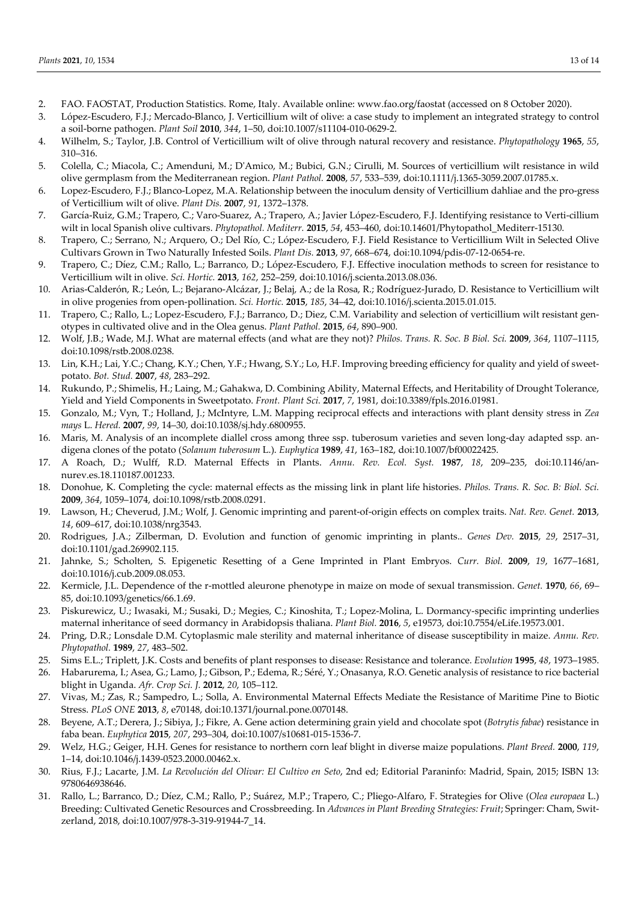2. FAO. FAOSTAT, Production Statistics. Rome, Italy. Available online: www.fao.org/faostat (accessed on 8 October 2020).
3. López-Escudero, F.J.; Mercado-Blanco, J. Verticillium wilt of olive: a case study to implement an integrated strategy to control a soil-borne pathogen. *Plant Soil* **2010**, *344*, 1–50, doi:10.1007/s11104-010-0629-2.
4. Wilhelm, S.; Taylor, J.B. Control of Verticillium wilt of olive through natural recovery and resistance. *Phytopathology* **1965**, *55*, 310–316.
5. Colella, C.; Miacola, C.; Amenduni, M.; D'Amico, M.; Bubici, G.N.; Cirulli, M. Sources of verticillium wilt resistance in wild olive germplasm from the Mediterranean region. *Plant Pathol.* **2008**, *57*, 533–539, doi:10.1111/j.1365-3059.2007.01785.x.
6. Lopez-Escudero, F.J.; Blanco-Lopez, M.A. Relationship between the inoculum density of Verticillium dahliae and the pro-gress of Verticillium wilt of olive. *Plant Dis.* **2007**, *91*, 1372–1378.
7. García-Ruiz, G.M.; Trapero, C.; Varo-Suarez, A.; Trapero, A.; Javier López-Escudero, F.J. Identifying resistance to Verti-cillium wilt in local Spanish olive cultivars. *Phytopathol. Mediterr.* **2015**, *54*, 453–460, doi:10.14601/Phytopathol_Mediterr-15130.
8. Trapero, C.; Serrano, N.; Arquero, O.; Del Río, C.; López-Escudero, F.J. Field Resistance to Verticillium Wilt in Selected Olive Cultivars Grown in Two Naturally Infested Soils. *Plant Dis.* **2013**, *97*, 668–674, doi:10.1094/pdis-07-12-0654-re.
9. Trapero, C.; Díez, C.M.; Rallo, L.; Barranco, D.; López-Escudero, F.J. Effective inoculation methods to screen for resistance to Verticillium wilt in olive. *Sci. Hortic.* **2013**, *162*, 252–259, doi:10.1016/j.scienta.2013.08.036.
10. Arias-Calderón, R.; León, L.; Bejarano-Alcázar, J.; Belaj, A.; de la Rosa, R.; Rodríguez-Jurado, D. Resistance to Verticillium wilt in olive progenies from open-pollination. *Sci. Hortic.* **2015**, *185*, 34–42, doi:10.1016/j.scienta.2015.01.015.
11. Trapero, C.; Rallo, L.; Lopez-Escudero, F.J.; Barranco, D.; Diez, C.M. Variability and selection of verticillium wilt resistant genotypes in cultivated olive and in the Olea genus. *Plant Pathol.* **2015**, *64*, 890–900.
12. Wolf, J.B.; Wade, M.J. What are maternal effects (and what are they not)? *Philos. Trans. R. Soc. B Biol. Sci.* **2009**, *364*, 1107–1115, doi:10.1098/rstb.2008.0238.
13. Lin, K.H.; Lai, Y.C.; Chang, K.Y.; Chen, Y.F.; Hwang, S.Y.; Lo, H.F. Improving breeding efficiency for quality and yield of sweet-potato. *Bot. Stud.* **2007**, *48*, 283–292.
14. Rukundo, P.; Shimelis, H.; Laing, M.; Gahakwa, D. Combining Ability, Maternal Effects, and Heritability of Drought Tolerance, Yield and Yield Components in Sweetpotato. *Front. Plant Sci.* **2017**, *7*, 1981, doi:10.3389/fpls.2016.01981.
15. Gonzalo, M.; Vyn, T.; Holland, J.; McIntyre, L.M. Mapping reciprocal effects and interactions with plant density stress in *Zea mays* L. *Hered.* **2007**, *99*, 14–30, doi:10.1038/sj.hdy.6800955.
16. Maris, M. Analysis of an incomplete diallel cross among three ssp. tuberosum varieties and seven long-day adapted ssp. andigena clones of the potato (*Solanum tuberosum* L.). *Euphytica* **1989**, *41*, 163–182, doi:10.1007/bf00022425.
17. A Roach, D.; Wulff, R.D. Maternal Effects in Plants. *Annu. Rev. Ecol. Syst.* **1987**, *18*, 209–235, doi:10.1146/annurev.es.18.110187.001233.
18. Donohue, K. Completing the cycle: maternal effects as the missing link in plant life histories. *Philos. Trans. R. Soc. B: Biol. Sci.* **2009**, *364*, 1059–1074, doi:10.1098/rstb.2008.0291.
19. Lawson, H.; Cheverud, J.M.; Wolf, J. Genomic imprinting and parent-of-origin effects on complex traits. *Nat. Rev. Genet.* **2013**, *14*, 609–617, doi:10.1038/nrg3543.
20. Rodrigues, J.A.; Zilberman, D. Evolution and function of genomic imprinting in plants.. *Genes Dev.* **2015**, *29*, 2517–31, doi:10.1101/gad.269902.115.
21. Jahnke, S.; Scholten, S. Epigenetic Resetting of a Gene Imprinted in Plant Embryos. *Curr. Biol.* **2009**, *19*, 1677–1681, doi:10.1016/j.cub.2009.08.053.
22. Kermicle, J.L. Dependence of the r-mottled aleurone phenotype in maize on mode of sexual transmission. *Genet.* **1970**, *66*, 69–85, doi:10.1093/genetics/66.1.69.
23. Piskurewicz, U.; Iwasaki, M.; Susaki, D.; Megies, C.; Kinoshita, T.; Lopez-Molina, L. Dormancy-specific imprinting underlies maternal inheritance of seed dormancy in Arabidopsis thaliana. *Plant Biol.* **2016**, *5*, e19573, doi:10.7554/eLife.19573.001.
24. Pring, D.R.; Lonsdale D.M. Cytoplasmic male sterility and maternal inheritance of disease susceptibility in maize. *Annu. Rev. Phytopathol.* **1989**, *27*, 483–502.
25. Sims E.L.; Triplett, J.K. Costs and benefits of plant responses to disease: Resistance and tolerance. *Evolution* **1995**, *48*, 1973–1985.
26. Habarurema, I.; Asea, G.; Lamo, J.; Gibson, P.; Edema, R.; Séré, Y.; Onasanya, R.O. Genetic analysis of resistance to rice bacterial blight in Uganda. *Afr. Crop Sci. J.* **2012**, *20*, 105–112.
27. Vivas, M.; Zas, R.; Sampedro, L.; Solla, A. Environmental Maternal Effects Mediate the Resistance of Maritime Pine to Biotic Stress. *PLoS ONE* **2013**, *8*, e70148, doi:10.1371/journal.pone.0070148.
28. Beyene, A.T.; Derera, J.; Sibiya, J.; Fikre, A. Gene action determining grain yield and chocolate spot (*Botrytis fabae*) resistance in faba bean. *Euphytica* **2015**, *207*, 293–304, doi:10.1007/s10681-015-1536-7.
29. Welz, H.G.; Geiger, H.H. Genes for resistance to northern corn leaf blight in diverse maize populations. *Plant Breed.* **2000**, *119*, 1–14, doi:10.1046/j.1439-0523.2000.00462.x.
30. Rius, F.J.; Lacarte, J.M. *La Revolución del Olivar: El Cultivo en Seto*, 2nd ed; Editorial Paraninfo: Madrid, Spain, 2015; ISBN 13: 9780646938646.
31. Rallo, L.; Barranco, D.; Díez, C.M.; Rallo, P.; Suárez, M.P.; Trapero, C.; Pliego-Alfaro, F. Strategies for Olive (*Olea europaea* L.) Breeding: Cultivated Genetic Resources and Crossbreeding. In *Advances in Plant Breeding Strategies: Fruit*; Springer: Cham, Switzerland, 2018, doi:10.1007/978-3-319-91944-7_14.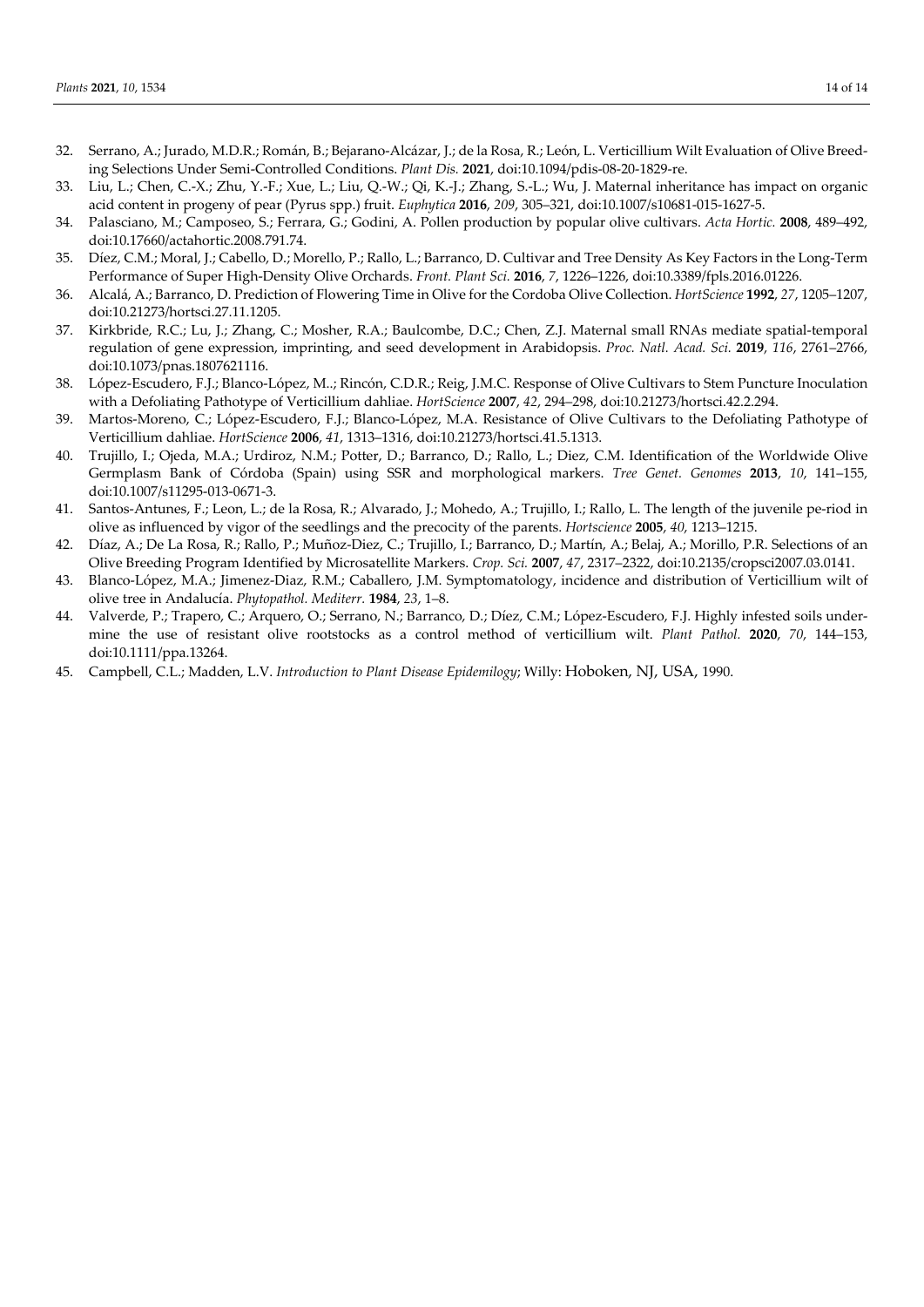32. Serrano, A.; Jurado, M.D.R.; Román, B.; Bejarano-Alcázar, J.; de la Rosa, R.; León, L. Verticillium Wilt Evaluation of Olive Breeding Selections Under Semi-Controlled Conditions. *Plant Dis.* **2021**, doi:10.1094/pdis-08-20-1829-re.
33. Liu, L.; Chen, C.-X.; Zhu, Y.-F.; Xue, L.; Liu, Q.-W.; Qi, K.-J.; Zhang, S.-L.; Wu, J. Maternal inheritance has impact on organic acid content in progeny of pear (Pyrus spp.) fruit. *Euphytica* **2016**, *209*, 305–321, doi:10.1007/s10681-015-1627-5.
34. Palasciano, M.; Camposeo, S.; Ferrara, G.; Godini, A. Pollen production by popular olive cultivars. *Acta Hortic.* **2008**, 489–492, doi:10.17660/actahortic.2008.791.74.
35. Díez, C.M.; Moral, J.; Cabello, D.; Morello, P.; Rallo, L.; Barranco, D. Cultivar and Tree Density As Key Factors in the Long-Term Performance of Super High-Density Olive Orchards. *Front. Plant Sci.* **2016**, *7*, 1226–1226, doi:10.3389/fpls.2016.01226.
36. Alcalá, A.; Barranco, D. Prediction of Flowering Time in Olive for the Cordoba Olive Collection. *HortScience* **1992**, *27*, 1205–1207, doi:10.21273/hortsci.27.11.1205.
37. Kirkbride, R.C.; Lu, J.; Zhang, C.; Mosher, R.A.; Baulcombe, D.C.; Chen, Z.J. Maternal small RNAs mediate spatial-temporal regulation of gene expression, imprinting, and seed development in Arabidopsis. *Proc. Natl. Acad. Sci.* **2019**, *116*, 2761–2766, doi:10.1073/pnas.1807621116.
38. López-Escudero, F.J.; Blanco-López, M..; Rincón, C.D.R.; Reig, J.M.C. Response of Olive Cultivars to Stem Puncture Inoculation with a Defoliating Pathotype of Verticillium dahliae. *HortScience* **2007**, *42*, 294–298, doi:10.21273/hortsci.42.2.294.
39. Martos-Moreno, C.; López-Escudero, F.J.; Blanco-López, M.A. Resistance of Olive Cultivars to the Defoliating Pathotype of Verticillium dahliae. *HortScience* **2006**, *41*, 1313–1316, doi:10.21273/hortsci.41.5.1313.
40. Trujillo, I.; Ojeda, M.A.; Urdiroz, N.M.; Potter, D.; Barranco, D.; Rallo, L.; Diez, C.M. Identification of the Worldwide Olive Germplasm Bank of Córdoba (Spain) using SSR and morphological markers. *Tree Genet. Genomes* **2013**, *10*, 141–155, doi:10.1007/s11295-013-0671-3.
41. Santos-Antunes, F.; Leon, L.; de la Rosa, R.; Alvarado, J.; Mohedo, A.; Trujillo, I.; Rallo, L. The length of the juvenile pe-riod in olive as influenced by vigor of the seedlings and the precocity of the parents. *Hortscience* **2005**, *40*, 1213–1215.
42. Díaz, A.; De La Rosa, R.; Rallo, P.; Muñoz-Diez, C.; Trujillo, I.; Barranco, D.; Martín, A.; Belaj, A.; Morillo, P.R. Selections of an Olive Breeding Program Identified by Microsatellite Markers. *Crop. Sci.* **2007**, *47*, 2317–2322, doi:10.2135/cropsci2007.03.0141.
43. Blanco-López, M.A.; Jimenez-Diaz, R.M.; Caballero, J.M. Symptomatology, incidence and distribution of Verticillium wilt of olive tree in Andalucía. *Phytopathol. Mediterr.* **1984**, *23*, 1–8.
44. Valverde, P.; Trapero, C.; Arquero, O.; Serrano, N.; Barranco, D.; Díez, C.M.; López-Escudero, F.J. Highly infested soils undermine the use of resistant olive rootstocks as a control method of verticillium wilt. *Plant Pathol.* **2020**, *70*, 144–153, doi:10.1111/ppa.13264.
45. Campbell, C.L.; Madden, L.V. *Introduction to Plant Disease Epidemilogy*; Willy: Hoboken, NJ, USA, 1990.